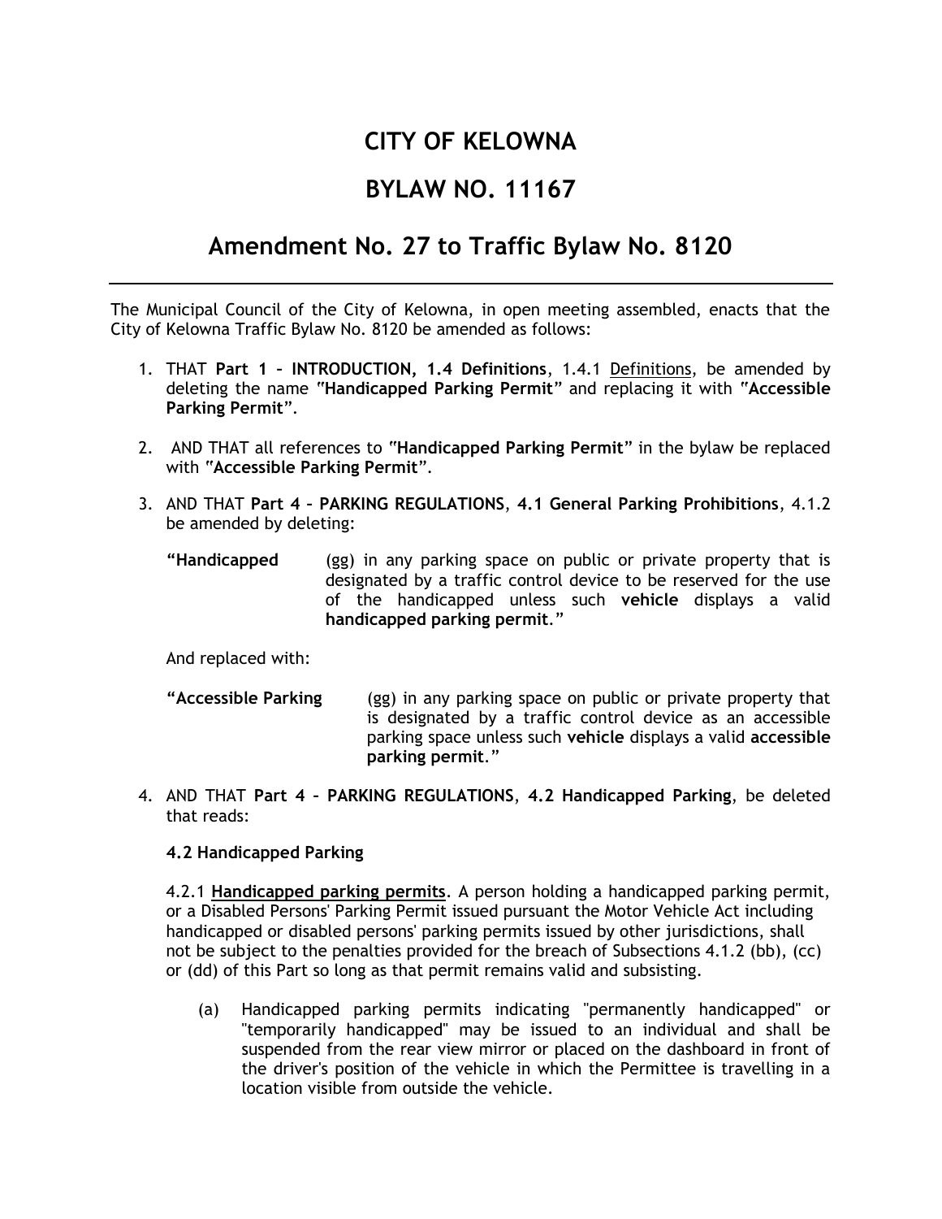# CITY OF KELOWNA

# BYLAW NO. 11167

# Amendment No. 27 to Traffic Bylaw No. 8120

---

The Municipal Council of the City of Kelowna, in open meeting assembled, enacts that the City of Kelowna Traffic Bylaw No. 8120 be amended as follows:

1. THAT **Part 1 – INTRODUCTION, 1.4 Definitions**, 1.4.1 Definitions, be amended by deleting the name "**Handicapped Parking Permit**" and replacing it with "**Accessible Parking Permit**".

2. AND THAT all references to "**Handicapped Parking Permit**" in the bylaw be replaced with "**Accessible Parking Permit**".

3. AND THAT **Part 4 – PARKING REGULATIONS**, **4.1 General Parking Prohibitions**, 4.1.2 be amended by deleting:

   **"Handicapped** (gg) in any parking space on public or private property that is designated by a traffic control device to be reserved for the use of the handicapped unless such **vehicle** displays a valid **handicapped parking permit**."

   And replaced with:

   **"Accessible Parking** (gg) in any parking space on public or private property that is designated by a traffic control device as an accessible parking space unless such **vehicle** displays a valid **accessible parking permit**."

4. AND THAT **Part 4 – PARKING REGULATIONS**, **4.2 Handicapped Parking**, be deleted that reads:

   **4.2 Handicapped Parking**

   4.2.1 **Handicapped parking permits**. A person holding a handicapped parking permit, or a Disabled Persons' Parking Permit issued pursuant the Motor Vehicle Act including handicapped or disabled persons' parking permits issued by other jurisdictions, shall not be subject to the penalties provided for the breach of Subsections 4.1.2 (bb), (cc) or (dd) of this Part so long as that permit remains valid and subsisting.

   (a) Handicapped parking permits indicating "permanently handicapped" or "temporarily handicapped" may be issued to an individual and shall be suspended from the rear view mirror or placed on the dashboard in front of the driver's position of the vehicle in which the Permittee is travelling in a location visible from outside the vehicle.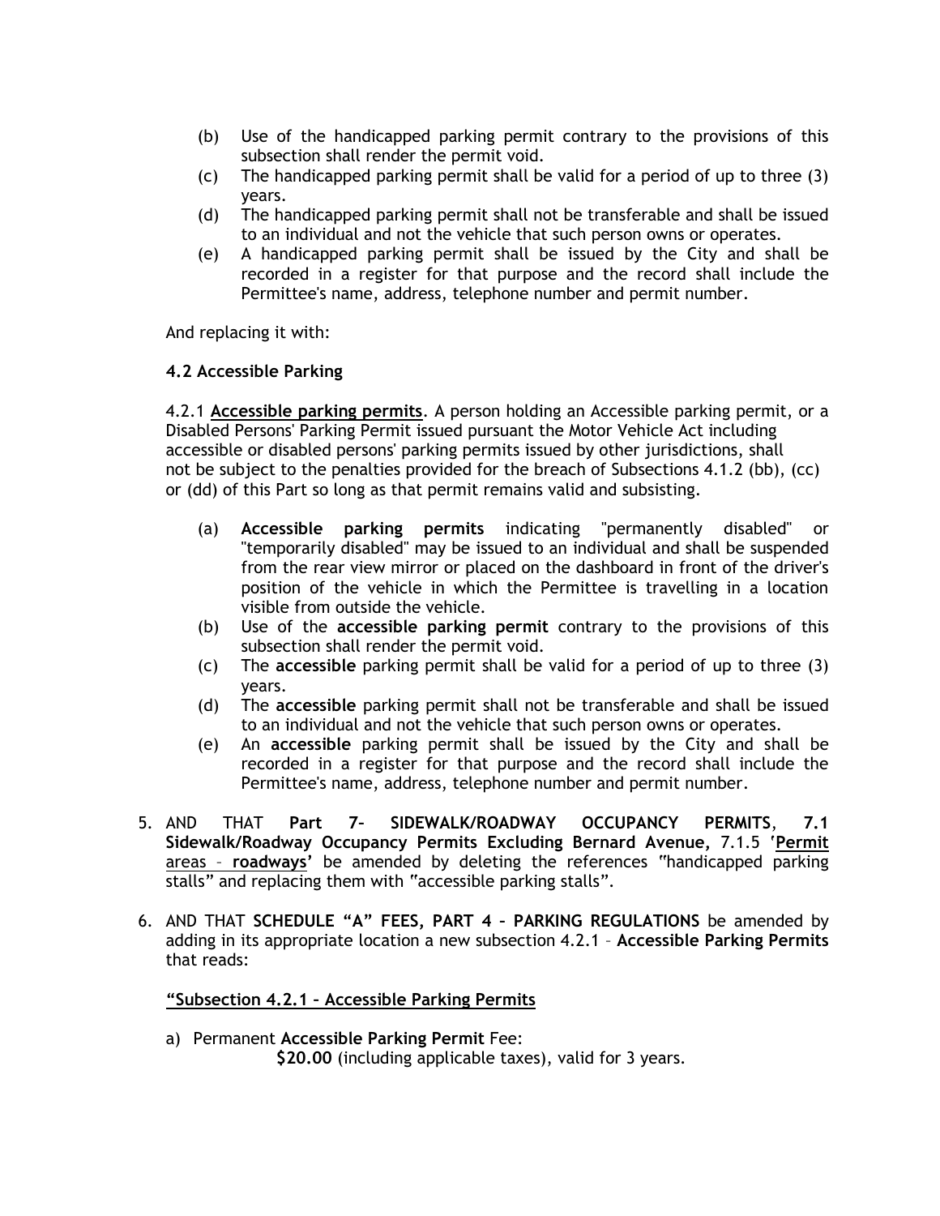(b) Use of the handicapped parking permit contrary to the provisions of this subsection shall render the permit void.
(c) The handicapped parking permit shall be valid for a period of up to three (3) years.
(d) The handicapped parking permit shall not be transferable and shall be issued to an individual and not the vehicle that such person owns or operates.
(e) A handicapped parking permit shall be issued by the City and shall be recorded in a register for that purpose and the record shall include the Permittee's name, address, telephone number and permit number.

And replacing it with:

**4.2 Accessible Parking**

4.2.1 **Accessible parking permits**. A person holding an Accessible parking permit, or a Disabled Persons' Parking Permit issued pursuant the Motor Vehicle Act including accessible or disabled persons' parking permits issued by other jurisdictions, shall not be subject to the penalties provided for the breach of Subsections 4.1.2 (bb), (cc) or (dd) of this Part so long as that permit remains valid and subsisting.

(a) **Accessible parking permits** indicating "permanently disabled" or "temporarily disabled" may be issued to an individual and shall be suspended from the rear view mirror or placed on the dashboard in front of the driver's position of the vehicle in which the Permittee is travelling in a location visible from outside the vehicle.
(b) Use of the **accessible parking permit** contrary to the provisions of this subsection shall render the permit void.
(c) The **accessible** parking permit shall be valid for a period of up to three (3) years.
(d) The **accessible** parking permit shall not be transferable and shall be issued to an individual and not the vehicle that such person owns or operates.
(e) An **accessible** parking permit shall be issued by the City and shall be recorded in a register for that purpose and the record shall include the Permittee's name, address, telephone number and permit number.

5. AND THAT **Part 7– SIDEWALK/ROADWAY OCCUPANCY PERMITS**, **7.1 Sidewalk/Roadway Occupancy Permits Excluding Bernard Avenue,** 7.1.5 '**Permit** areas – **roadways'** be amended by deleting the references "handicapped parking stalls" and replacing them with "accessible parking stalls".

6. AND THAT **SCHEDULE "A" FEES, PART 4 – PARKING REGULATIONS** be amended by adding in its appropriate location a new subsection 4.2.1 – **Accessible Parking Permits** that reads:

**"Subsection 4.2.1 – Accessible Parking Permits**

a) Permanent **Accessible Parking Permit** Fee:
**$20.00** (including applicable taxes), valid for 3 years.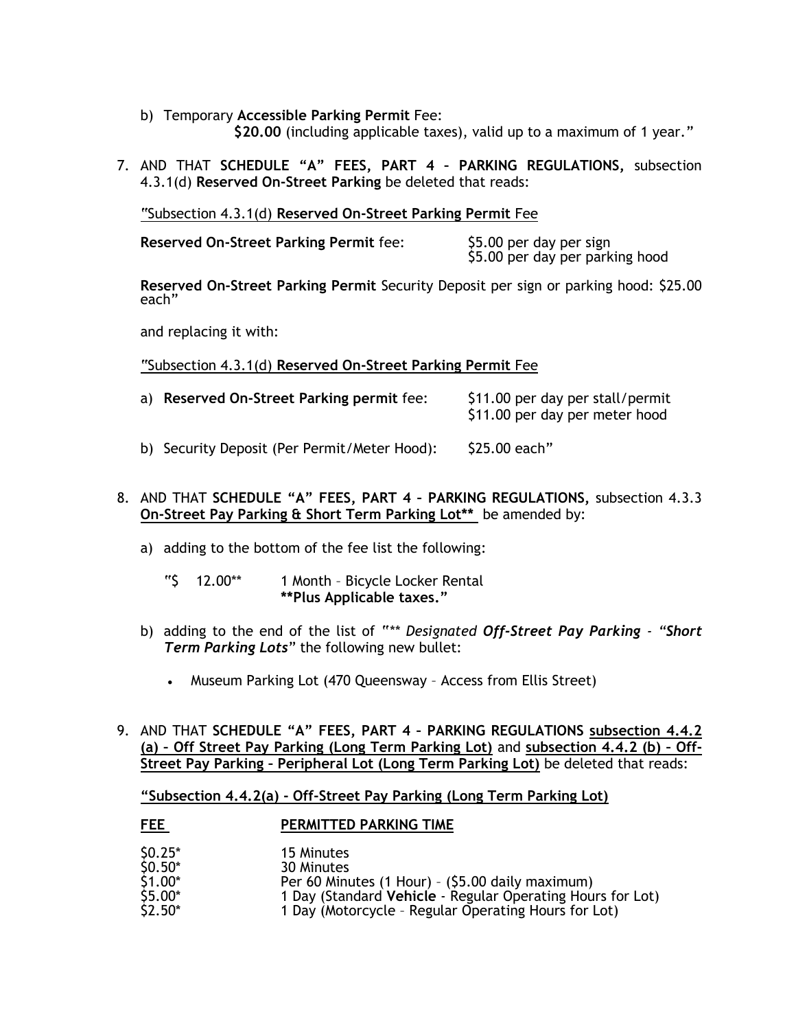b) Temporary **Accessible Parking Permit** Fee:
   **$20.00** (including applicable taxes), valid up to a maximum of 1 year."

7. AND THAT **SCHEDULE "A" FEES, PART 4 – PARKING REGULATIONS,** subsection 4.3.1(d) **Reserved On-Street Parking** be deleted that reads:

   "Subsection 4.3.1(d) **Reserved On-Street Parking Permit** Fee

   **Reserved On-Street Parking Permit** fee: $5.00 per day per sign
   $5.00 per day per parking hood

   **Reserved On-Street Parking Permit** Security Deposit per sign or parking hood: $25.00 each"

   and replacing it with:

   "Subsection 4.3.1(d) **Reserved On-Street Parking Permit** Fee

   a) **Reserved On-Street Parking permit** fee: $11.00 per day per stall/permit
      $11.00 per day per meter hood

   b) Security Deposit (Per Permit/Meter Hood): $25.00 each"

8. AND THAT **SCHEDULE "A" FEES, PART 4 – PARKING REGULATIONS,** subsection 4.3.3 **On-Street Pay Parking & Short Term Parking Lot**** be amended by:

   a) adding to the bottom of the fee list the following:

      "$ 12.00** 1 Month – Bicycle Locker Rental
      **Plus Applicable taxes."

   b) adding to the end of the list of "** *Designated* ***Off-Street Pay Parking*** *-* ***"Short Term Parking Lots***" the following new bullet:

      - Museum Parking Lot (470 Queensway – Access from Ellis Street)

9. AND THAT **SCHEDULE "A" FEES, PART 4 – PARKING REGULATIONS subsection 4.4.2 (a) – Off Street Pay Parking (Long Term Parking Lot)** and **subsection 4.4.2 (b) – Off-Street Pay Parking – Peripheral Lot (Long Term Parking Lot)** be deleted that reads:

   **"Subsection 4.4.2(a) - Off-Street Pay Parking (Long Term Parking Lot)**

   | FEE | PERMITTED PARKING TIME |
   |---|---|
   | $0.25* | 15 Minutes |
   | $0.50* | 30 Minutes |
   | $1.00* | Per 60 Minutes (1 Hour) – ($5.00 daily maximum) |
   | $5.00* | 1 Day (Standard **Vehicle** - Regular Operating Hours for Lot) |
   | $2.50* | 1 Day (Motorcycle – Regular Operating Hours for Lot) |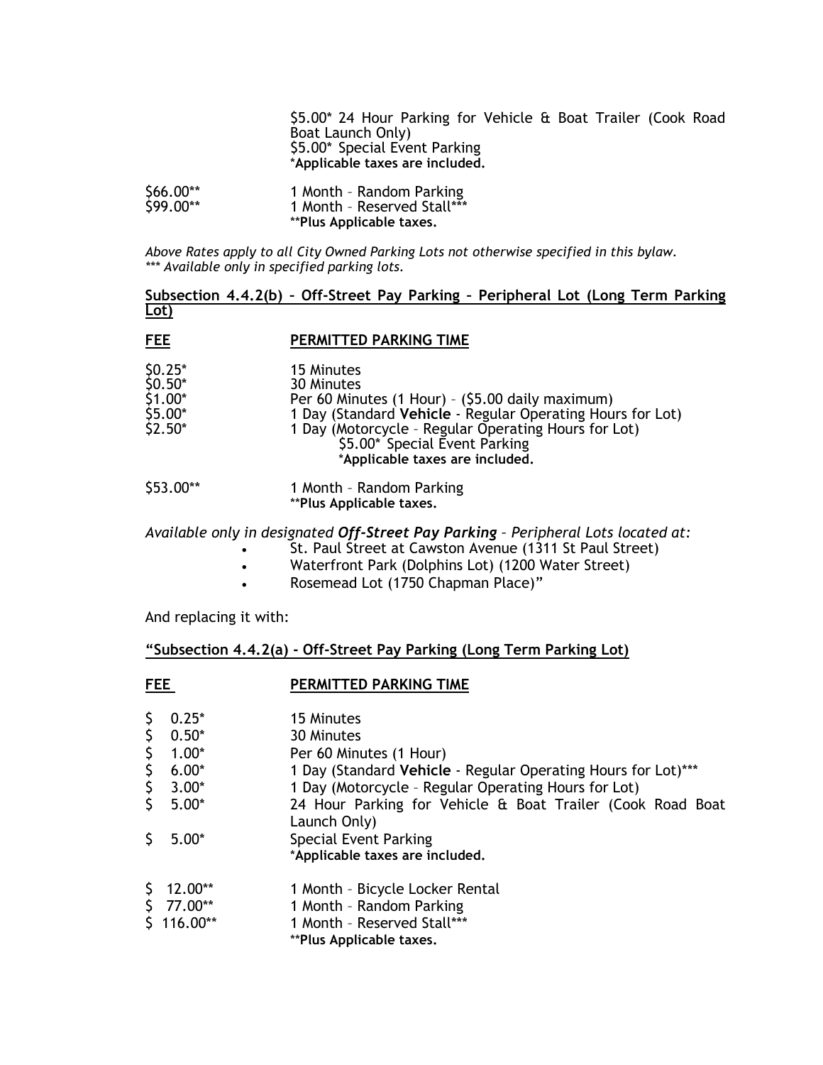| | |
|---|---|
| | $5.00* 24 Hour Parking for Vehicle & Boat Trailer (Cook Road Boat Launch Only) |
| | $5.00* Special Event Parking |
| | ***Applicable taxes are included.** |
| $66.00** | 1 Month – Random Parking |
| $99.00** | 1 Month – Reserved Stall*** |
| | ****Plus Applicable taxes.** |

*Above Rates apply to all City Owned Parking Lots not otherwise specified in this bylaw.*
**** Available only in specified parking lots.*

**Subsection 4.4.2(b) – Off-Street Pay Parking – Peripheral Lot (Long Term Parking Lot)**

| FEE | PERMITTED PARKING TIME |
|---|---|
| $0.25* | 15 Minutes |
| $0.50* | 30 Minutes |
| $1.00* | Per 60 Minutes (1 Hour) – ($5.00 daily maximum) |
| $5.00* | 1 Day (Standard **Vehicle** - Regular Operating Hours for Lot) |
| $2.50* | 1 Day (Motorcycle – Regular Operating Hours for Lot) |
| | $5.00* Special Event Parking |
| | ***Applicable taxes are included.** |
| $53.00** | 1 Month – Random Parking |
| | ****Plus Applicable taxes.** |

*Available only in designated **Off-Street Pay Parking** – Peripheral Lots located at:*

- St. Paul Street at Cawston Avenue (1311 St Paul Street)
- Waterfront Park (Dolphins Lot) (1200 Water Street)
- Rosemead Lot (1750 Chapman Place)"

And replacing it with:

**"Subsection 4.4.2(a) - Off-Street Pay Parking (Long Term Parking Lot)**

| FEE | PERMITTED PARKING TIME |
|---|---|
| $ 0.25* | 15 Minutes |
| $ 0.50* | 30 Minutes |
| $ 1.00* | Per 60 Minutes (1 Hour) |
| $ 6.00* | 1 Day (Standard **Vehicle** - Regular Operating Hours for Lot)*** |
| $ 3.00* | 1 Day (Motorcycle – Regular Operating Hours for Lot) |
| $ 5.00* | 24 Hour Parking for Vehicle & Boat Trailer (Cook Road Boat Launch Only) |
| $ 5.00* | Special Event Parking |
| | ***Applicable taxes are included.** |
| $ 12.00** | 1 Month – Bicycle Locker Rental |
| $ 77.00** | 1 Month – Random Parking |
| $ 116.00** | 1 Month – Reserved Stall*** |
| | ****Plus Applicable taxes.** |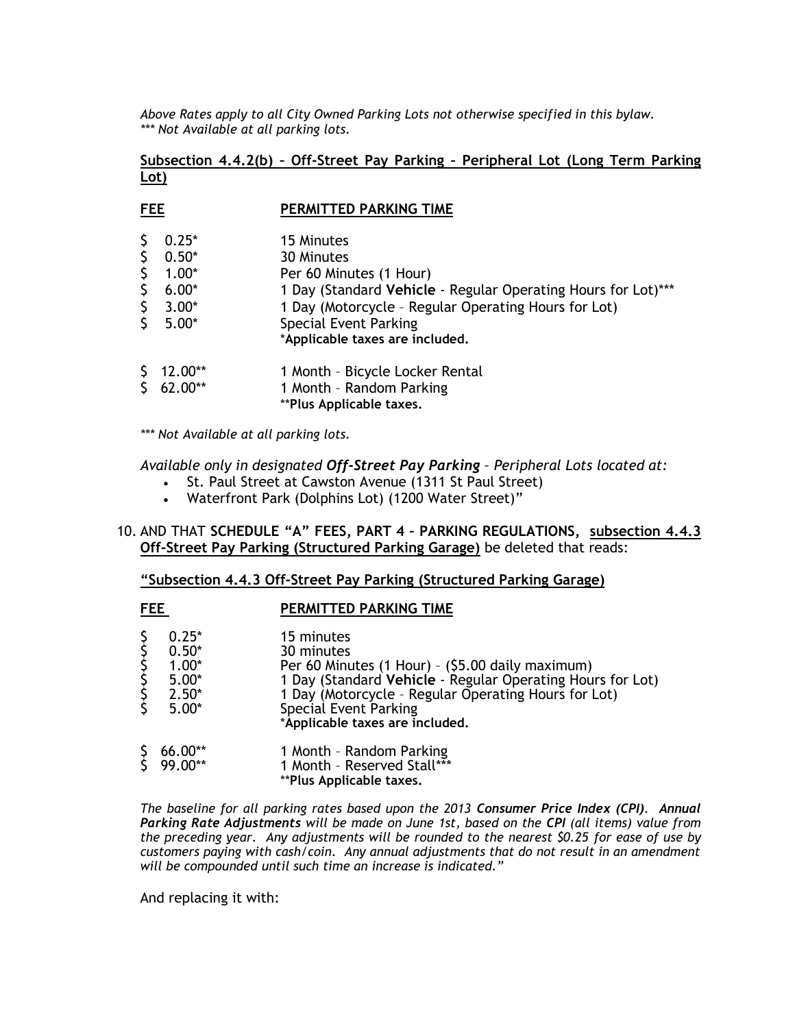*Above Rates apply to all City Owned Parking Lots not otherwise specified in this bylaw.*
*\*\*\* Not Available at all parking lots.*

**<u>Subsection 4.4.2(b) – Off-Street Pay Parking – Peripheral Lot (Long Term Parking Lot)</u>**

| FEE | PERMITTED PARKING TIME |
|---|---|
| $ 0.25* | 15 Minutes |
| $ 0.50* | 30 Minutes |
| $ 1.00* | Per 60 Minutes (1 Hour) |
| $ 6.00* | 1 Day (Standard **Vehicle** - Regular Operating Hours for Lot)*** |
| $ 3.00* | 1 Day (Motorcycle – Regular Operating Hours for Lot) |
| $ 5.00* | Special Event Parking |
| | ***Applicable taxes are included.** |
| $ 12.00** | 1 Month – Bicycle Locker Rental |
| $ 62.00** | 1 Month – Random Parking |
| | ****Plus Applicable taxes.** |

*\*\*\* Not Available at all parking lots.*

*Available only in designated **Off-Street Pay Parking** – Peripheral Lots located at:*

- St. Paul Street at Cawston Avenue (1311 St Paul Street)
- Waterfront Park (Dolphins Lot) (1200 Water Street)"

10. AND THAT **SCHEDULE "A" FEES, PART 4 – PARKING REGULATIONS, <u>subsection 4.4.3 Off-Street Pay Parking (Structured Parking Garage)</u>** be deleted that reads:

**<u>"Subsection 4.4.3 Off-Street Pay Parking (Structured Parking Garage)</u>**

| FEE | PERMITTED PARKING TIME |
|---|---|
| $ 0.25* | 15 minutes |
| $ 0.50* | 30 minutes |
| $ 1.00* | Per 60 Minutes (1 Hour) – ($5.00 daily maximum) |
| $ 5.00* | 1 Day (Standard **Vehicle** - Regular Operating Hours for Lot) |
| $ 2.50* | 1 Day (Motorcycle – Regular Operating Hours for Lot) |
| $ 5.00* | Special Event Parking |
| | ***Applicable taxes are included.** |
| $ 66.00** | 1 Month – Random Parking |
| $ 99.00** | 1 Month – Reserved Stall*** |
| | ****Plus Applicable taxes.** |

*The baseline for all parking rates based upon the 2013 **Consumer Price Index (CPI)**. **Annual Parking Rate Adjustments** will be made on June 1st, based on the **CPI** (all items) value from the preceding year. Any adjustments will be rounded to the nearest $0.25 for ease of use by customers paying with cash/coin. Any annual adjustments that do not result in an amendment will be compounded until such time an increase is indicated."*

And replacing it with: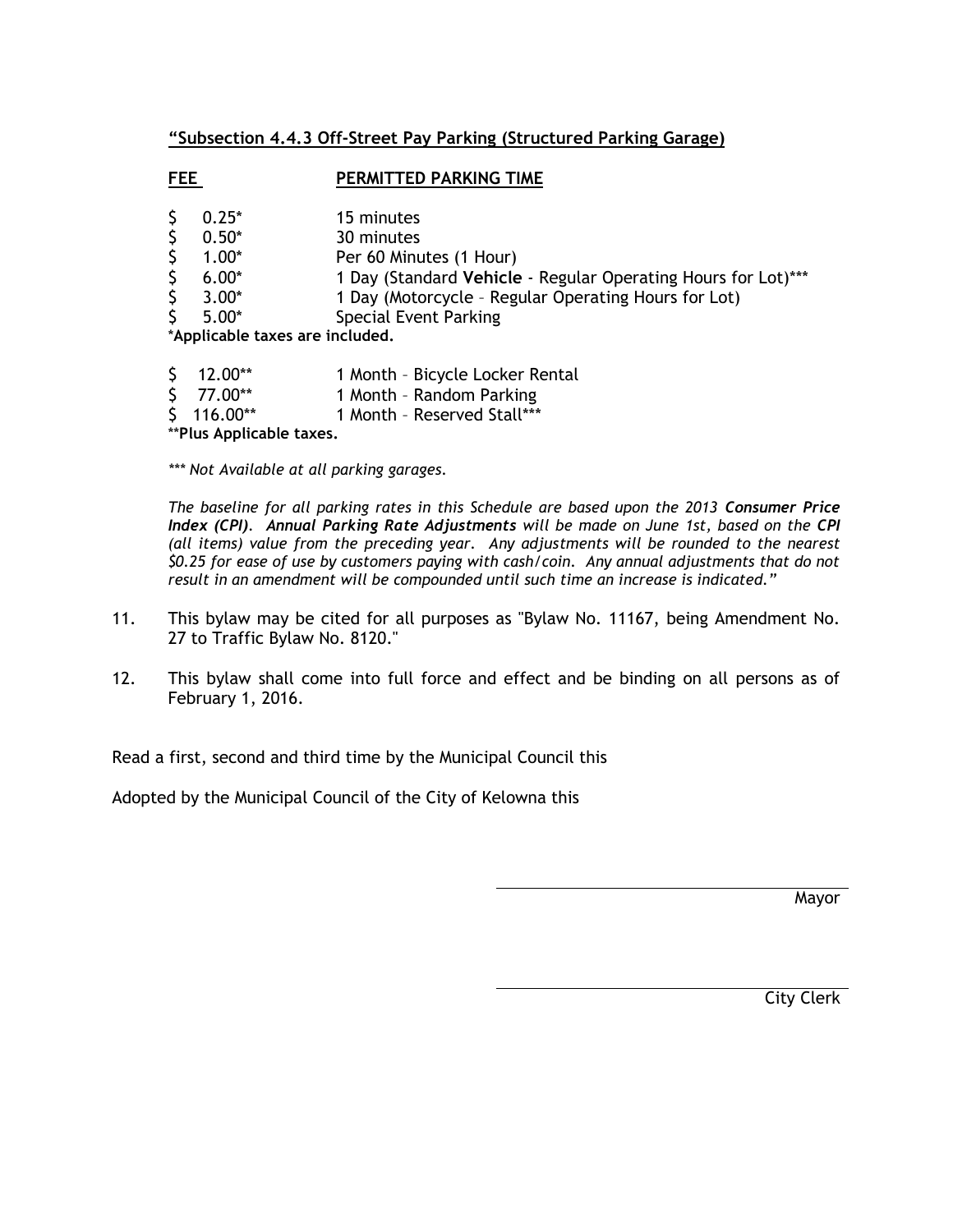**"Subsection 4.4.3 Off-Street Pay Parking (Structured Parking Garage)**

| **FEE** | **PERMITTED PARKING TIME** |
|---|---|
| $ 0.25* | 15 minutes |
| $ 0.50* | 30 minutes |
| $ 1.00* | Per 60 Minutes (1 Hour) |
| $ 6.00* | 1 Day (Standard **Vehicle** - Regular Operating Hours for Lot)*** |
| $ 3.00* | 1 Day (Motorcycle – Regular Operating Hours for Lot) |
| $ 5.00* | Special Event Parking |

***Applicable taxes are included.**

| | |
|---|---|
| $ 12.00** | 1 Month – Bicycle Locker Rental |
| $ 77.00** | 1 Month – Random Parking |
| $ 116.00** | 1 Month – Reserved Stall*** |

****Plus Applicable taxes.**

*\*\*\* Not Available at all parking garages.*

*The baseline for all parking rates in this Schedule are based upon the 2013 **Consumer Price Index (CPI)**. **Annual Parking Rate Adjustments** will be made on June 1st, based on the **CPI** (all items) value from the preceding year. Any adjustments will be rounded to the nearest $0.25 for ease of use by customers paying with cash/coin. Any annual adjustments that do not result in an amendment will be compounded until such time an increase is indicated."*

11. This bylaw may be cited for all purposes as "Bylaw No. 11167, being Amendment No. 27 to Traffic Bylaw No. 8120."

12. This bylaw shall come into full force and effect and be binding on all persons as of February 1, 2016.

Read a first, second and third time by the Municipal Council this

Adopted by the Municipal Council of the City of Kelowna this

Mayor

City Clerk